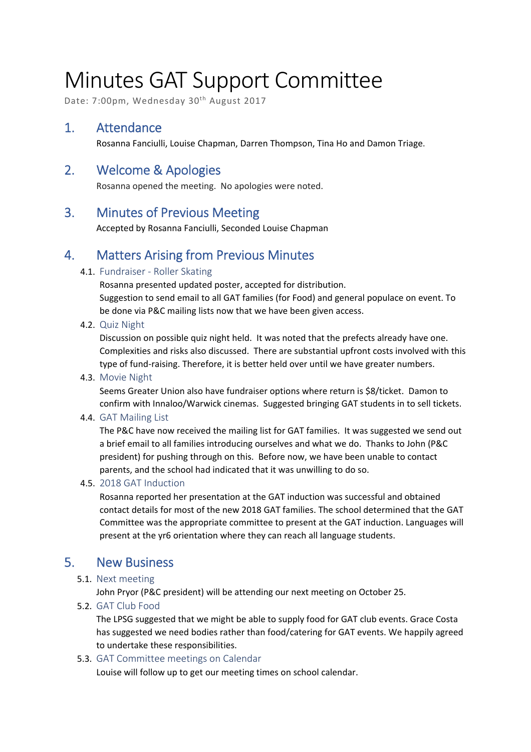# Minutes GAT Support Committee

Date: 7:00pm, Wednesday 30th August 2017

## 1. Attendance

Rosanna Fanciulli, Louise Chapman, Darren Thompson, Tina Ho and Damon Triage.

## 2. Welcome & Apologies

Rosanna opened the meeting. No apologies were noted.

## 3. Minutes of Previous Meeting

Accepted by Rosanna Fanciulli, Seconded Louise Chapman

## 4. Matters Arising from Previous Minutes

### 4.1. Fundraiser - Roller Skating

Rosanna presented updated poster, accepted for distribution.
Suggestion to send email to all GAT families (for Food) and general populace on event. To be done via P&C mailing lists now that we have been given access.

### 4.2. Quiz Night

Discussion on possible quiz night held. It was noted that the prefects already have one. Complexities and risks also discussed. There are substantial upfront costs involved with this type of fund-raising. Therefore, it is better held over until we have greater numbers.

### 4.3. Movie Night

Seems Greater Union also have fundraiser options where return is $8/ticket. Damon to confirm with Innaloo/Warwick cinemas. Suggested bringing GAT students in to sell tickets.

### 4.4. GAT Mailing List

The P&C have now received the mailing list for GAT families. It was suggested we send out a brief email to all families introducing ourselves and what we do. Thanks to John (P&C president) for pushing through on this. Before now, we have been unable to contact parents, and the school had indicated that it was unwilling to do so.

### 4.5. 2018 GAT Induction

Rosanna reported her presentation at the GAT induction was successful and obtained contact details for most of the new 2018 GAT families. The school determined that the GAT Committee was the appropriate committee to present at the GAT induction. Languages will present at the yr6 orientation where they can reach all language students.

## 5. New Business

### 5.1. Next meeting

John Pryor (P&C president) will be attending our next meeting on October 25.

### 5.2. GAT Club Food

The LPSG suggested that we might be able to supply food for GAT club events. Grace Costa has suggested we need bodies rather than food/catering for GAT events. We happily agreed to undertake these responsibilities.

### 5.3. GAT Committee meetings on Calendar

Louise will follow up to get our meeting times on school calendar.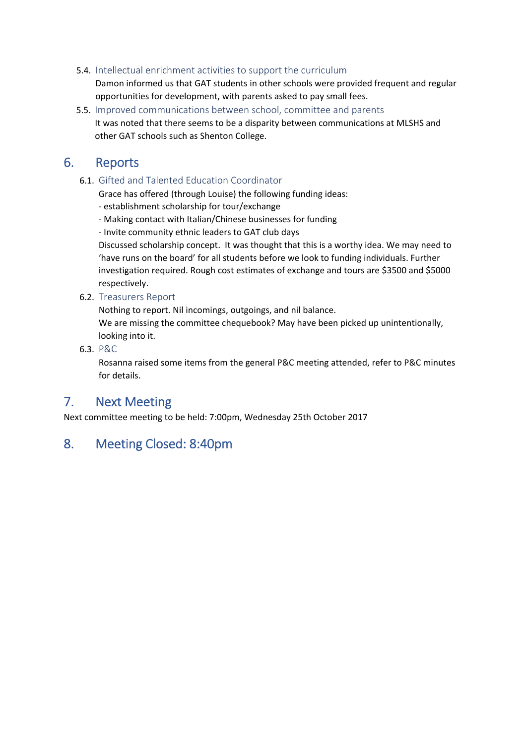### 5.4. Intellectual enrichment activities to support the curriculum

Damon informed us that GAT students in other schools were provided frequent and regular opportunities for development, with parents asked to pay small fees.

### 5.5. Improved communications between school, committee and parents

It was noted that there seems to be a disparity between communications at MLSHS and other GAT schools such as Shenton College.

## 6. Reports

### 6.1. Gifted and Talented Education Coordinator

Grace has offered (through Louise) the following funding ideas:

- establishment scholarship for tour/exchange
- Making contact with Italian/Chinese businesses for funding
- Invite community ethnic leaders to GAT club days

Discussed scholarship concept. It was thought that this is a worthy idea. We may need to 'have runs on the board' for all students before we look to funding individuals. Further investigation required. Rough cost estimates of exchange and tours are $3500 and $5000 respectively.

### 6.2. Treasurers Report

Nothing to report. Nil incomings, outgoings, and nil balance.

We are missing the committee chequebook? May have been picked up unintentionally, looking into it.

### 6.3. P&C

Rosanna raised some items from the general P&C meeting attended, refer to P&C minutes for details.

## 7. Next Meeting

Next committee meeting to be held: 7:00pm, Wednesday 25th October 2017

## 8. Meeting Closed: 8:40pm